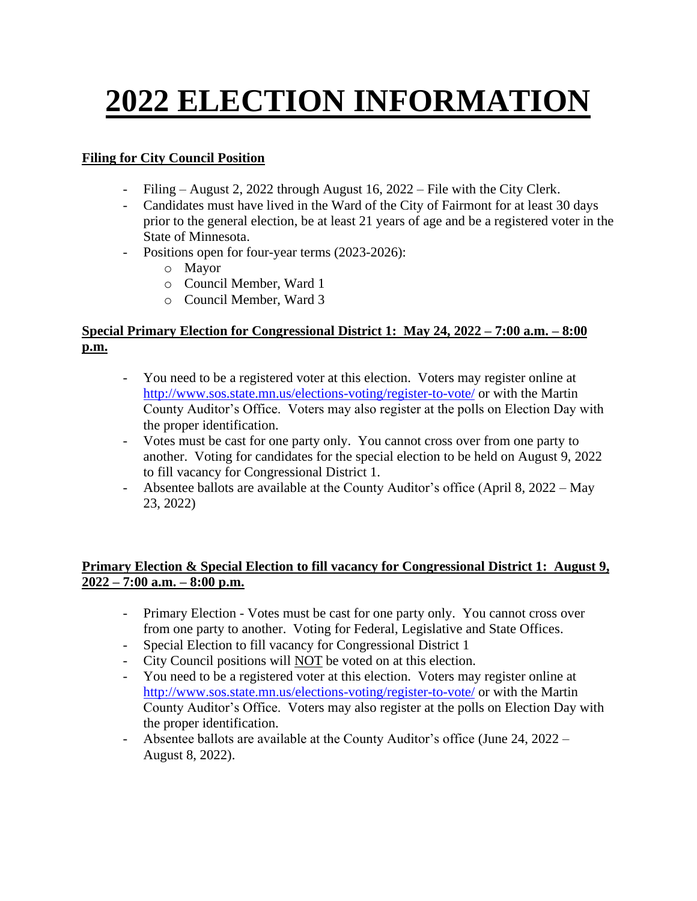# 2022 ELECTION INFORMATION

## Filing for City Council Position

- Filing – August 2, 2022 through August 16, 2022 – File with the City Clerk.
- Candidates must have lived in the Ward of the City of Fairmont for at least 30 days prior to the general election, be at least 21 years of age and be a registered voter in the State of Minnesota.
- Positions open for four-year terms (2023-2026):
  - Mayor
  - Council Member, Ward 1
  - Council Member, Ward 3

## Special Primary Election for Congressional District 1: May 24, 2022 – 7:00 a.m. – 8:00 p.m.

- You need to be a registered voter at this election. Voters may register online at http://www.sos.state.mn.us/elections-voting/register-to-vote/ or with the Martin County Auditor's Office. Voters may also register at the polls on Election Day with the proper identification.
- Votes must be cast for one party only. You cannot cross over from one party to another. Voting for candidates for the special election to be held on August 9, 2022 to fill vacancy for Congressional District 1.
- Absentee ballots are available at the County Auditor's office (April 8, 2022 – May 23, 2022)

## Primary Election & Special Election to fill vacancy for Congressional District 1: August 9, 2022 – 7:00 a.m. – 8:00 p.m.

- Primary Election - Votes must be cast for one party only. You cannot cross over from one party to another. Voting for Federal, Legislative and State Offices.
- Special Election to fill vacancy for Congressional District 1
- City Council positions will NOT be voted on at this election.
- You need to be a registered voter at this election. Voters may register online at http://www.sos.state.mn.us/elections-voting/register-to-vote/ or with the Martin County Auditor's Office. Voters may also register at the polls on Election Day with the proper identification.
- Absentee ballots are available at the County Auditor's office (June 24, 2022 – August 8, 2022).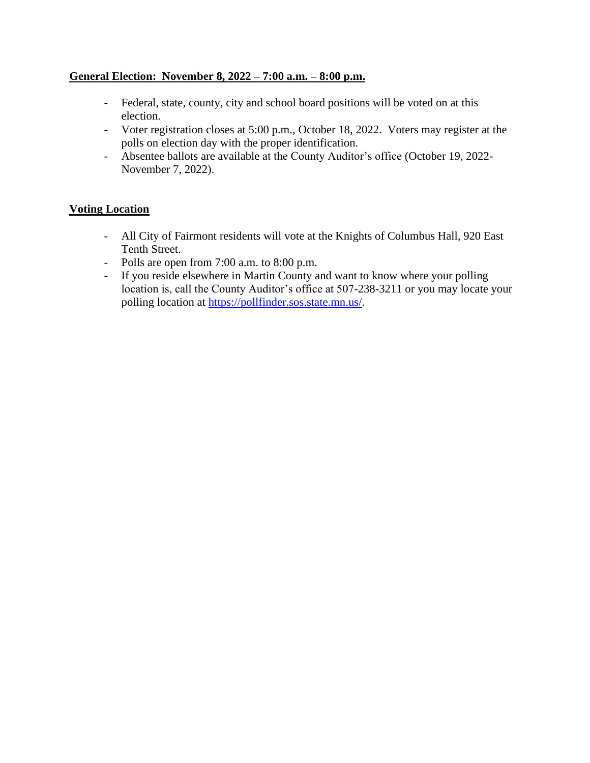**General Election: November 8, 2022 – 7:00 a.m. – 8:00 p.m.**

- Federal, state, county, city and school board positions will be voted on at this election.
- Voter registration closes at 5:00 p.m., October 18, 2022. Voters may register at the polls on election day with the proper identification.
- Absentee ballots are available at the County Auditor's office (October 19, 2022- November 7, 2022).

**Voting Location**

- All City of Fairmont residents will vote at the Knights of Columbus Hall, 920 East Tenth Street.
- Polls are open from 7:00 a.m. to 8:00 p.m.
- If you reside elsewhere in Martin County and want to know where your polling location is, call the County Auditor's office at 507-238-3211 or you may locate your polling location at https://pollfinder.sos.state.mn.us/.